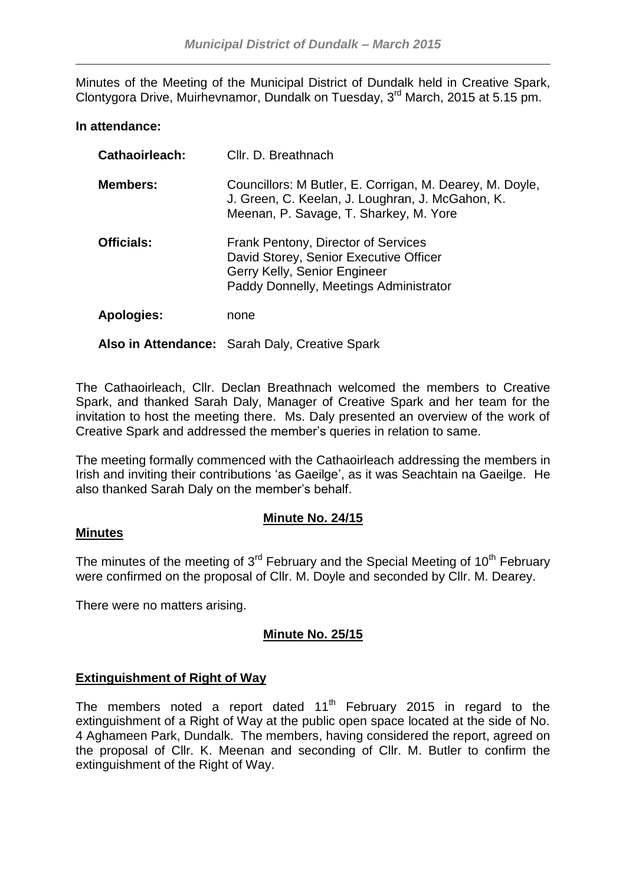Minutes of the Meeting of the Municipal District of Dundalk held in Creative Spark, Clontygora Drive, Muirhevnamor, Dundalk on Tuesday, 3rd March, 2015 at 5.15 pm.

**In attendance:**

| | |
|---|---|
| **Cathaoirleach:** | Cllr. D. Breathnach |
| **Members:** | Councillors: M Butler, E. Corrigan, M. Dearey, M. Doyle, J. Green, C. Keelan, J. Loughran, J. McGahon, K. Meenan, P. Savage, T. Sharkey, M. Yore |
| **Officials:** | Frank Pentony, Director of Services<br>David Storey, Senior Executive Officer<br>Gerry Kelly, Senior Engineer<br>Paddy Donnelly, Meetings Administrator |
| **Apologies:** | none |
| **Also in Attendance:** | Sarah Daly, Creative Spark |

The Cathaoirleach, Cllr. Declan Breathnach welcomed the members to Creative Spark, and thanked Sarah Daly, Manager of Creative Spark and her team for the invitation to host the meeting there. Ms. Daly presented an overview of the work of Creative Spark and addressed the member's queries in relation to same.

The meeting formally commenced with the Cathaoirleach addressing the members in Irish and inviting their contributions 'as Gaeilge', as it was Seachtain na Gaeilge. He also thanked Sarah Daly on the member's behalf.

**Minute No. 24/15**

**Minutes**

The minutes of the meeting of 3rd February and the Special Meeting of 10th February were confirmed on the proposal of Cllr. M. Doyle and seconded by Cllr. M. Dearey.

There were no matters arising.

**Minute No. 25/15**

**Extinguishment of Right of Way**

The members noted a report dated 11th February 2015 in regard to the extinguishment of a Right of Way at the public open space located at the side of No. 4 Aghameen Park, Dundalk. The members, having considered the report, agreed on the proposal of Cllr. K. Meenan and seconding of Cllr. M. Butler to confirm the extinguishment of the Right of Way.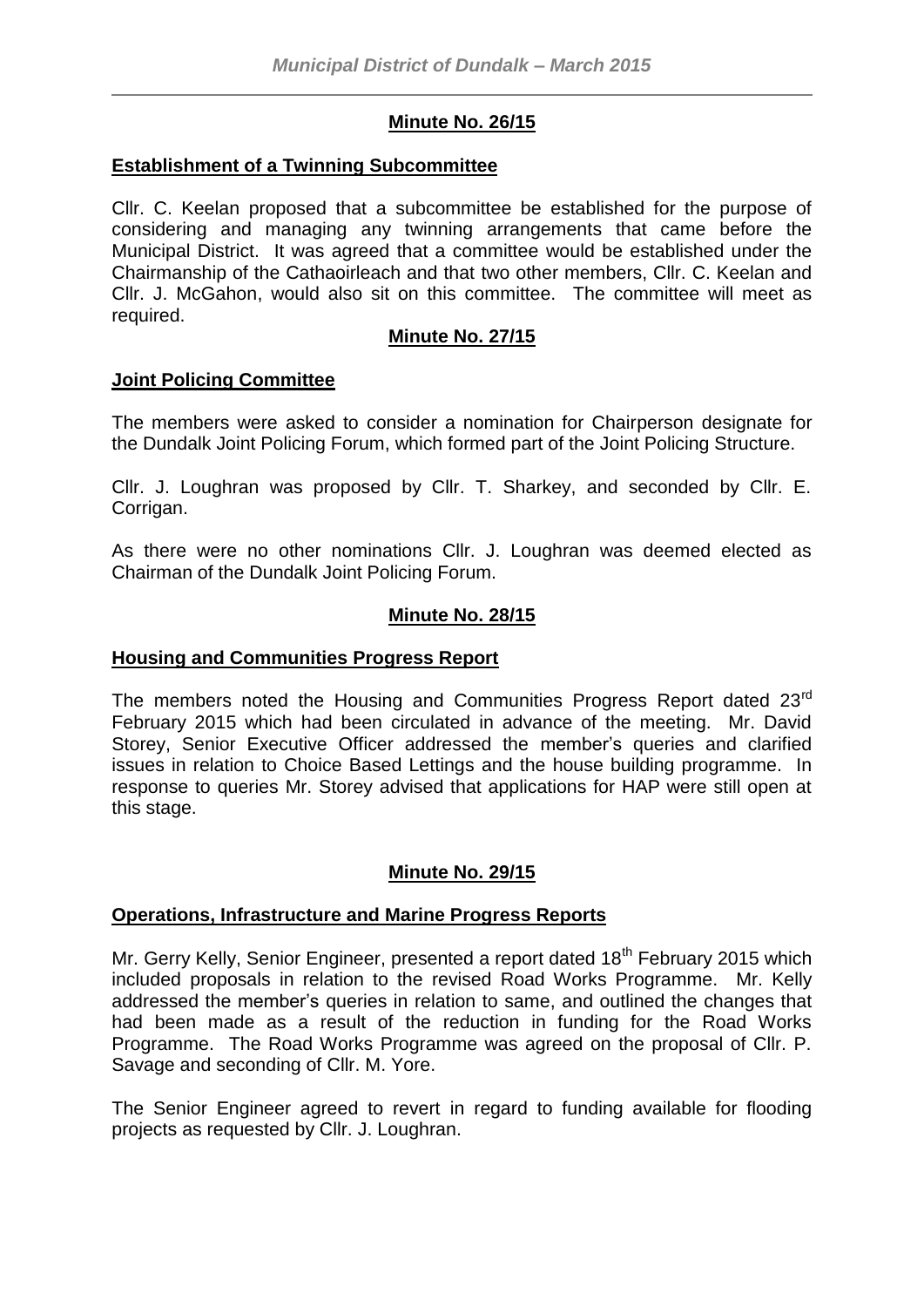**Minute No. 26/15**

**Establishment of a Twinning Subcommittee**

Cllr. C. Keelan proposed that a subcommittee be established for the purpose of considering and managing any twinning arrangements that came before the Municipal District. It was agreed that a committee would be established under the Chairmanship of the Cathaoirleach and that two other members, Cllr. C. Keelan and Cllr. J. McGahon, would also sit on this committee. The committee will meet as required.

**Minute No. 27/15**

**Joint Policing Committee**

The members were asked to consider a nomination for Chairperson designate for the Dundalk Joint Policing Forum, which formed part of the Joint Policing Structure.

Cllr. J. Loughran was proposed by Cllr. T. Sharkey, and seconded by Cllr. E. Corrigan.

As there were no other nominations Cllr. J. Loughran was deemed elected as Chairman of the Dundalk Joint Policing Forum.

**Minute No. 28/15**

**Housing and Communities Progress Report**

The members noted the Housing and Communities Progress Report dated 23rd February 2015 which had been circulated in advance of the meeting. Mr. David Storey, Senior Executive Officer addressed the member's queries and clarified issues in relation to Choice Based Lettings and the house building programme. In response to queries Mr. Storey advised that applications for HAP were still open at this stage.

**Minute No. 29/15**

**Operations, Infrastructure and Marine Progress Reports**

Mr. Gerry Kelly, Senior Engineer, presented a report dated 18th February 2015 which included proposals in relation to the revised Road Works Programme. Mr. Kelly addressed the member's queries in relation to same, and outlined the changes that had been made as a result of the reduction in funding for the Road Works Programme. The Road Works Programme was agreed on the proposal of Cllr. P. Savage and seconding of Cllr. M. Yore.

The Senior Engineer agreed to revert in regard to funding available for flooding projects as requested by Cllr. J. Loughran.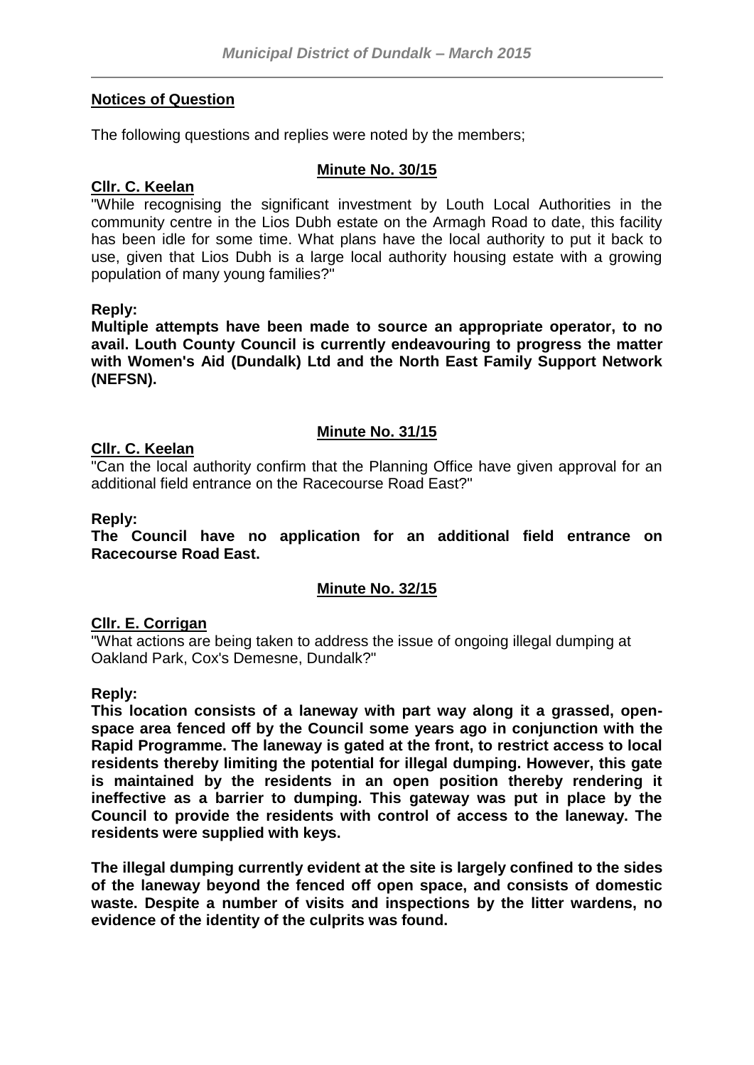## Notices of Question

The following questions and replies were noted by the members;

### Minute No. 30/15

**Cllr. C. Keelan**

"While recognising the significant investment by Louth Local Authorities in the community centre in the Lios Dubh estate on the Armagh Road to date, this facility has been idle for some time. What plans have the local authority to put it back to use, given that Lios Dubh is a large local authority housing estate with a growing population of many young families?"

**Reply:**

**Multiple attempts have been made to source an appropriate operator, to no avail. Louth County Council is currently endeavouring to progress the matter with Women's Aid (Dundalk) Ltd and the North East Family Support Network (NEFSN).**

### Minute No. 31/15

**Cllr. C. Keelan**

"Can the local authority confirm that the Planning Office have given approval for an additional field entrance on the Racecourse Road East?"

**Reply:**

**The Council have no application for an additional field entrance on Racecourse Road East.**

### Minute No. 32/15

**Cllr. E. Corrigan**

"What actions are being taken to address the issue of ongoing illegal dumping at Oakland Park, Cox's Demesne, Dundalk?"

**Reply:**

**This location consists of a laneway with part way along it a grassed, open-space area fenced off by the Council some years ago in conjunction with the Rapid Programme. The laneway is gated at the front, to restrict access to local residents thereby limiting the potential for illegal dumping. However, this gate is maintained by the residents in an open position thereby rendering it ineffective as a barrier to dumping. This gateway was put in place by the Council to provide the residents with control of access to the laneway. The residents were supplied with keys.**

**The illegal dumping currently evident at the site is largely confined to the sides of the laneway beyond the fenced off open space, and consists of domestic waste. Despite a number of visits and inspections by the litter wardens, no evidence of the identity of the culprits was found.**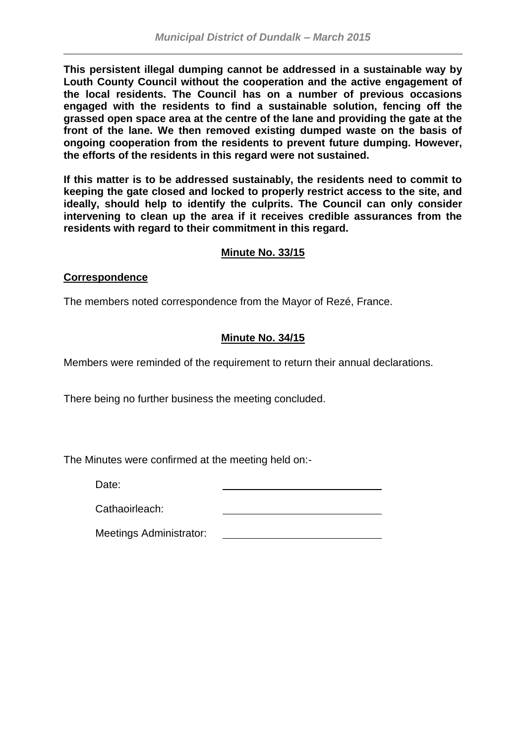**This persistent illegal dumping cannot be addressed in a sustainable way by Louth County Council without the cooperation and the active engagement of the local residents. The Council has on a number of previous occasions engaged with the residents to find a sustainable solution, fencing off the grassed open space area at the centre of the lane and providing the gate at the front of the lane. We then removed existing dumped waste on the basis of ongoing cooperation from the residents to prevent future dumping. However, the efforts of the residents in this regard were not sustained.**

**If this matter is to be addressed sustainably, the residents need to commit to keeping the gate closed and locked to properly restrict access to the site, and ideally, should help to identify the culprits. The Council can only consider intervening to clean up the area if it receives credible assurances from the residents with regard to their commitment in this regard.**

**Minute No. 33/15**

**Correspondence**

The members noted correspondence from the Mayor of Rezé, France.

**Minute No. 34/15**

Members were reminded of the requirement to return their annual declarations.

There being no further business the meeting concluded.

The Minutes were confirmed at the meeting held on:-

Date: \_\_\_\_\_\_\_\_\_\_\_\_\_\_\_\_\_\_\_\_

Cathaoirleach: \_\_\_\_\_\_\_\_\_\_\_\_\_\_\_\_\_\_\_\_

Meetings Administrator: \_\_\_\_\_\_\_\_\_\_\_\_\_\_\_\_\_\_\_\_